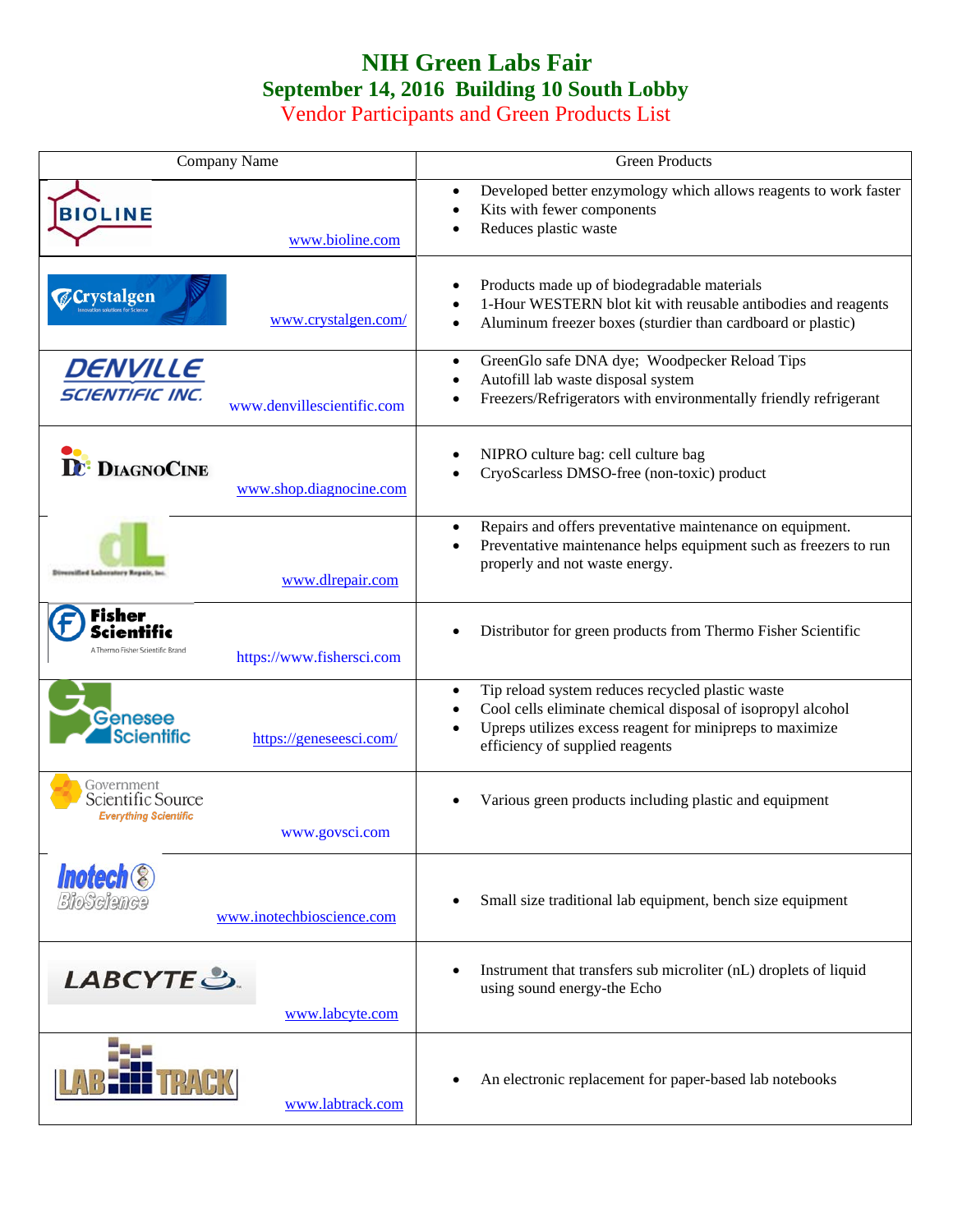# NIH Green Labs Fair

## September 14, 2016 Building 10 South Lobby

### Vendor Participants and Green Products List

| Company Name | Green Products |
|---|---|
| BIOLINE www.bioline.com | • Developed better enzymology which allows reagents to work faster<br>• Kits with fewer components<br>• Reduces plastic waste |
| Crystalgen www.crystalgen.com/ | • Products made up of biodegradable materials<br>• 1-Hour WESTERN blot kit with reusable antibodies and reagents<br>• Aluminum freezer boxes (sturdier than cardboard or plastic) |
| DENVILLE SCIENTIFIC INC. www.denvillescientific.com | • GreenGlo safe DNA dye; Woodpecker Reload Tips<br>• Autofill lab waste disposal system<br>• Freezers/Refrigerators with environmentally friendly refrigerant |
| DiagnoCine www.shop.diagnocine.com | • NIPRO culture bag: cell culture bag<br>• CryoScarless DMSO-free (non-toxic) product |
| Diversified Laboratory Repair, Inc. www.dlrepair.com | • Repairs and offers preventative maintenance on equipment.<br>• Preventative maintenance helps equipment such as freezers to run properly and not waste energy. |
| Fisher Scientific https://www.fishersci.com | • Distributor for green products from Thermo Fisher Scientific |
| Genesee Scientific https://geneseesci.com/ | • Tip reload system reduces recycled plastic waste<br>• Cool cells eliminate chemical disposal of isopropyl alcohol<br>• Upreps utilizes excess reagent for minipreps to maximize efficiency of supplied reagents |
| Government Scientific Source www.govsci.com | • Various green products including plastic and equipment |
| Inotech BioScience www.inotechbioscience.com | • Small size traditional lab equipment, bench size equipment |
| LABCYTE www.labcyte.com | • Instrument that transfers sub microliter (nL) droplets of liquid using sound energy-the Echo |
| LAB TRACK www.labtrack.com | • An electronic replacement for paper-based lab notebooks |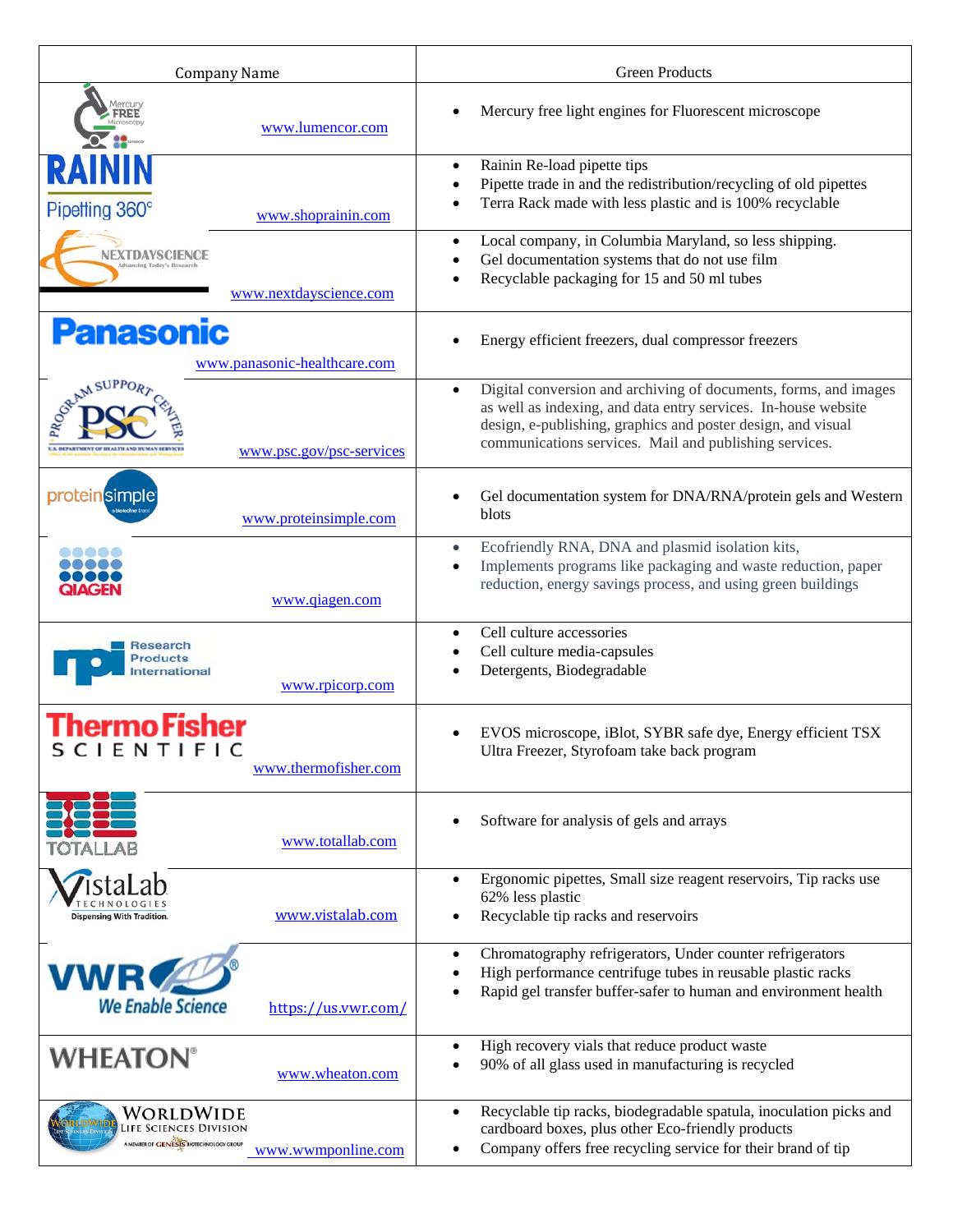| Company Name | Green Products |
| --- | --- |
| Mercury FREE Microscopy www.lumencor.com | • Mercury free light engines for Fluorescent microscope |
| RAININ Pipetting 360° www.shoprainin.com | • Rainin Re-load pipette tips<br>• Pipette trade in and the redistribution/recycling of old pipettes<br>• Terra Rack made with less plastic and is 100% recyclable |
| NEXTDAYSCIENCE Advancing Today's Research www.nextdayscience.com | • Local company, in Columbia Maryland, so less shipping.<br>• Gel documentation systems that do not use film<br>• Recyclable packaging for 15 and 50 ml tubes |
| Panasonic www.panasonic-healthcare.com | • Energy efficient freezers, dual compressor freezers |
| PROGRAM SUPPORT CENTER PSC U.S. DEPARTMENT OF HEALTH AND HUMAN SERVICES www.psc.gov/psc-services | • Digital conversion and archiving of documents, forms, and images as well as indexing, and data entry services. In-house website design, e-publishing, graphics and poster design, and visual communications services. Mail and publishing services. |
| proteinsimple a biotechne brand www.proteinsimple.com | • Gel documentation system for DNA/RNA/protein gels and Western blots |
| QIAGEN www.qiagen.com | • Ecofriendly RNA, DNA and plasmid isolation kits,<br>• Implements programs like packaging and waste reduction, paper reduction, energy savings process, and using green buildings |
| rpi Research Products International www.rpicorp.com | • Cell culture accessories<br>• Cell culture media-capsules<br>• Detergents, Biodegradable |
| ThermoFisher SCIENTIFIC www.thermofisher.com | • EVOS microscope, iBlot, SYBR safe dye, Energy efficient TSX Ultra Freezer, Styrofoam take back program |
| TOTALLAB www.totallab.com | • Software for analysis of gels and arrays |
| VistaLab TECHNOLOGIES Dispensing With Tradition. www.vistalab.com | • Ergonomic pipettes, Small size reagent reservoirs, Tip racks use 62% less plastic<br>• Recyclable tip racks and reservoirs |
| VWR® We Enable Science https://us.vwr.com/ | • Chromatography refrigerators, Under counter refrigerators<br>• High performance centrifuge tubes in reusable plastic racks<br>• Rapid gel transfer buffer-safer to human and environment health |
| WHEATON® www.wheaton.com | • High recovery vials that reduce product waste<br>• 90% of all glass used in manufacturing is recycled |
| WORLDWIDE LIFE SCIENCES DIVISION A MEMBER OF GENESIS BIOTECHNOLOGY GROUP www.wwmponline.com | • Recyclable tip racks, biodegradable spatula, inoculation picks and cardboard boxes, plus other Eco-friendly products<br>• Company offers free recycling service for their brand of tip |